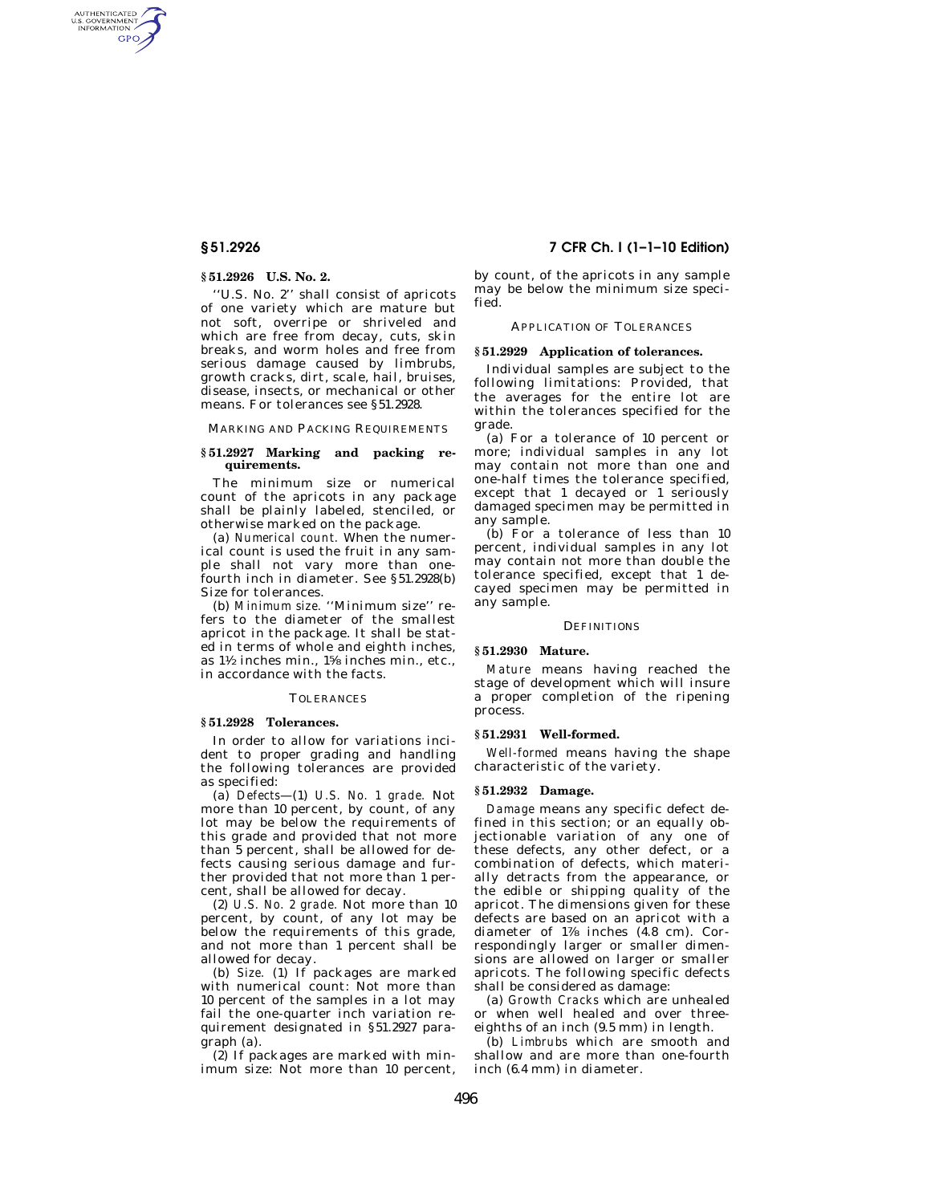### § 51.2926 U.S. No. 2.

''U.S. No. 2'' shall consist of apricots of one variety which are mature but not soft, overripe or shriveled and which are free from decay, cuts, skin breaks, and worm holes and free from serious damage caused by limbrubs, growth cracks, dirt, scale, hail, bruises, disease, insects, or mechanical or other means. For tolerances see § 51.2928.

MARKING AND PACKING REQUIREMENTS

### § 51.2927 Marking and packing requirements.

The minimum size or numerical count of the apricots in any package shall be plainly labeled, stenciled, or otherwise marked on the package.

(a) *Numerical count.* When the numerical count is used the fruit in any sample shall not vary more than one-fourth inch in diameter. See § 51.2928(b) Size for tolerances.

(b) *Minimum size.* ''Minimum size'' refers to the diameter of the smallest apricot in the package. It shall be stated in terms of whole and eighth inches, as 1½ inches min., 1⅝ inches min., etc., in accordance with the facts.

TOLERANCES

### § 51.2928 Tolerances.

In order to allow for variations incident to proper grading and handling the following tolerances are provided as specified:

(a) *Defects*—(1) *U.S. No. 1 grade.* Not more than 10 percent, by count, of any lot may be below the requirements of this grade and provided that not more than 5 percent, shall be allowed for defects causing serious damage and further provided that not more than 1 percent, shall be allowed for decay.

(2) *U.S. No. 2 grade.* Not more than 10 percent, by count, of any lot may be below the requirements of this grade, and not more than 1 percent shall be allowed for decay.

(b) *Size.* (1) If packages are marked with numerical count: Not more than 10 percent of the samples in a lot may fail the one-quarter inch variation requirement designated in § 51.2927 paragraph (a).

(2) If packages are marked with minimum size: Not more than 10 percent, by count, of the apricots in any sample may be below the minimum size specified.

APPLICATION OF TOLERANCES

### § 51.2929 Application of tolerances.

Individual samples are subject to the following limitations: Provided, that the averages for the entire lot are within the tolerances specified for the grade.

(a) For a tolerance of 10 percent or more; individual samples in any lot may contain not more than one and one-half times the tolerance specified, except that 1 decayed or 1 seriously damaged specimen may be permitted in any sample.

(b) For a tolerance of less than 10 percent, individual samples in any lot may contain not more than double the tolerance specified, except that 1 decayed specimen may be permitted in any sample.

DEFINITIONS

### § 51.2930 Mature.

*Mature* means having reached the stage of development which will insure a proper completion of the ripening process.

### § 51.2931 Well-formed.

*Well-formed* means having the shape characteristic of the variety.

### § 51.2932 Damage.

*Damage* means any specific defect defined in this section; or an equally objectionable variation of any one of these defects, any other defect, or a combination of defects, which materially detracts from the appearance, or the edible or shipping quality of the apricot. The dimensions given for these defects are based on an apricot with a diameter of 1⅞ inches (4.8 cm). Correspondingly larger or smaller dimensions are allowed on larger or smaller apricots. The following specific defects shall be considered as damage:

(a) *Growth Cracks* which are unhealed or when well healed and over three-eighths of an inch (9.5 mm) in length.

(b) *Limbrubs* which are smooth and shallow and are more than one-fourth inch (6.4 mm) in diameter.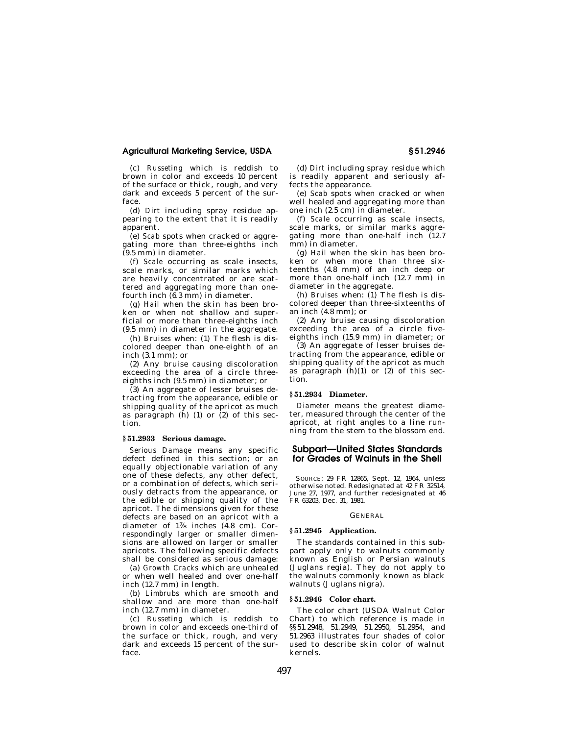(c) *Russeting* which is reddish to brown in color and exceeds 10 percent of the surface or thick, rough, and very dark and exceeds 5 percent of the surface.

(d) *Dirt* including spray residue appearing to the extent that it is readily apparent.

(e) *Scab* spots when cracked or aggregating more than three-eighths inch (9.5 mm) in diameter.

(f) *Scale* occurring as scale insects, scale marks, or similar marks which are heavily concentrated or are scattered and aggregating more than one-fourth inch (6.3 mm) in diameter.

(g) *Hail* when the skin has been broken or when not shallow and superficial or more than three-eighths inch (9.5 mm) in diameter in the aggregate.

(h) *Bruises* when: (1) The flesh is discolored deeper than one-eighth of an inch (3.1 mm); or

(2) Any bruise causing discoloration exceeding the area of a circle three-eighths inch (9.5 mm) in diameter; or

(3) An aggregate of lesser bruises detracting from the appearance, edible or shipping quality of the apricot as much as paragraph (h) (1) or (2) of this section.

### § 51.2933 Serious damage.

*Serious Damage* means any specific defect defined in this section; or an equally objectionable variation of any one of these defects, any other defect, or a combination of defects, which seriously detracts from the appearance, or the edible or shipping quality of the apricot. The dimensions given for these defects are based on an apricot with a diameter of 1⅞ inches (4.8 cm). Correspondingly larger or smaller dimensions are allowed on larger or smaller apricots. The following specific defects shall be considered as serious damage:

(a) *Growth Cracks* which are unhealed or when well healed and over one-half inch (12.7 mm) in length.

(b) *Limbrubs* which are smooth and shallow and are more than one-half inch (12.7 mm) in diameter.

(c) *Russeting* which is reddish to brown in color and exceeds one-third of the surface or thick, rough, and very dark and exceeds 15 percent of the surface.

(d) *Dirt* including spray residue which is readily apparent and seriously affects the appearance.

(e) *Scab* spots when cracked or when well healed and aggregating more than one inch (2.5 cm) in diameter.

(f) *Scale* occurring as scale insects, scale marks, or similar marks aggregating more than one-half inch (12.7 mm) in diameter.

(g) *Hail* when the skin has been broken or when more than three sixteenths (4.8 mm) of an inch deep or more than one-half inch (12.7 mm) in diameter in the aggregate.

(h) *Bruises* when: (1) The flesh is discolored deeper than three-sixteenths of an inch (4.8 mm); or

(2) Any bruise causing discoloration exceeding the area of a circle five-eighths inch (15.9 mm) in diameter; or

(3) An aggregate of lesser bruises detracting from the appearance, edible or shipping quality of the apricot as much as paragraph (h)(1) or (2) of this section.

### § 51.2934 Diameter.

*Diameter* means the greatest diameter, measured through the center of the apricot, at right angles to a line running from the stem to the blossom end.

## Subpart—United States Standards for Grades of Walnuts in the Shell

SOURCE: 29 FR 12865, Sept. 12, 1964, unless otherwise noted. Redesignated at 42 FR 32514, June 27, 1977, and further redesignated at 46 FR 63203, Dec. 31, 1981.

GENERAL

### § 51.2945 Application.

The standards contained in this subpart apply only to walnuts commonly known as English or Persian walnuts (Juglans regia). They do not apply to the walnuts commonly known as black walnuts (Juglans nigra).

### § 51.2946 Color chart.

The color chart (USDA Walnut Color Chart) to which reference is made in §§ 51.2948, 51.2949, 51.2950, 51.2954, and 51.2963 illustrates four shades of color used to describe skin color of walnut kernels.